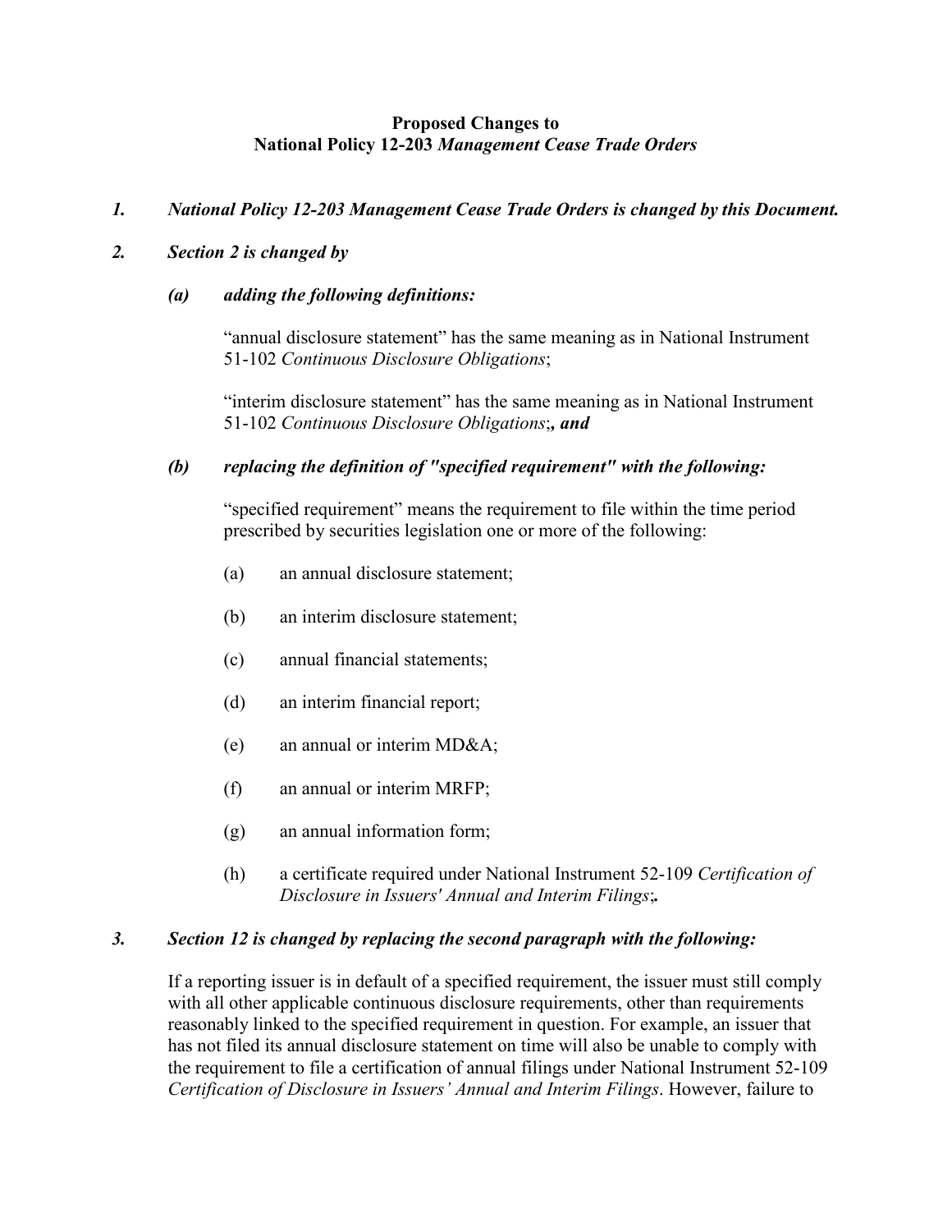**Proposed Changes to**
**National Policy 12-203 *Management Cease Trade Orders***

1. ***National Policy 12-203 Management Cease Trade Orders is changed by this Document.***

2. ***Section 2 is changed by***

   ***(a) adding the following definitions:***

   "annual disclosure statement" has the same meaning as in National Instrument 51-102 *Continuous Disclosure Obligations*;

   "interim disclosure statement" has the same meaning as in National Instrument 51-102 *Continuous Disclosure Obligations*;***, and***

   ***(b) replacing the definition of "specified requirement" with the following:***

   "specified requirement" means the requirement to file within the time period prescribed by securities legislation one or more of the following:

   (a) an annual disclosure statement;

   (b) an interim disclosure statement;

   (c) annual financial statements;

   (d) an interim financial report;

   (e) an annual or interim MD&A;

   (f) an annual or interim MRFP;

   (g) an annual information form;

   (h) a certificate required under National Instrument 52-109 *Certification of Disclosure in Issuers' Annual and Interim Filings*;***.***

3. ***Section 12 is changed by replacing the second paragraph with the following:***

   If a reporting issuer is in default of a specified requirement, the issuer must still comply with all other applicable continuous disclosure requirements, other than requirements reasonably linked to the specified requirement in question. For example, an issuer that has not filed its annual disclosure statement on time will also be unable to comply with the requirement to file a certification of annual filings under National Instrument 52-109 *Certification of Disclosure in Issuers' Annual and Interim Filings*. However, failure to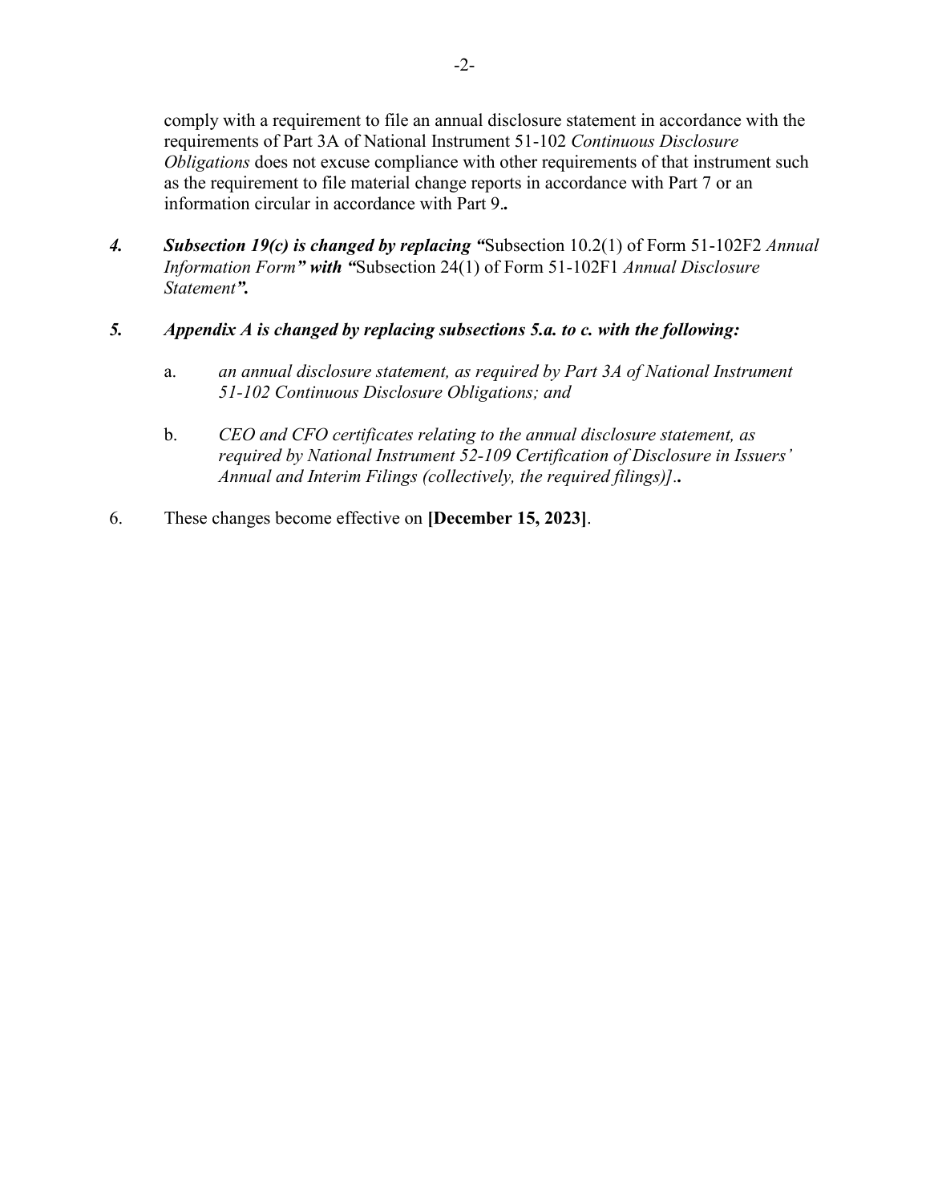comply with a requirement to file an annual disclosure statement in accordance with the requirements of Part 3A of National Instrument 51-102 *Continuous Disclosure Obligations* does not excuse compliance with other requirements of that instrument such as the requirement to file material change reports in accordance with Part 7 or an information circular in accordance with Part 9.**.**

***4. Subsection 19(c) is changed by replacing "***Subsection 10.2(1) of Form 51-102F2 *Annual Information Form****" with "***Subsection 24(1) of Form 51-102F1 *Annual Disclosure Statement****".***

***5. Appendix A is changed by replacing subsections 5.a. to c. with the following:***

a. *an annual disclosure statement, as required by Part 3A of National Instrument 51-102 Continuous Disclosure Obligations; and*

b. *CEO and CFO certificates relating to the annual disclosure statement, as required by National Instrument 52-109 Certification of Disclosure in Issuers' Annual and Interim Filings (collectively, the required filings)]*.**.**

6. These changes become effective on **[December 15, 2023]**.